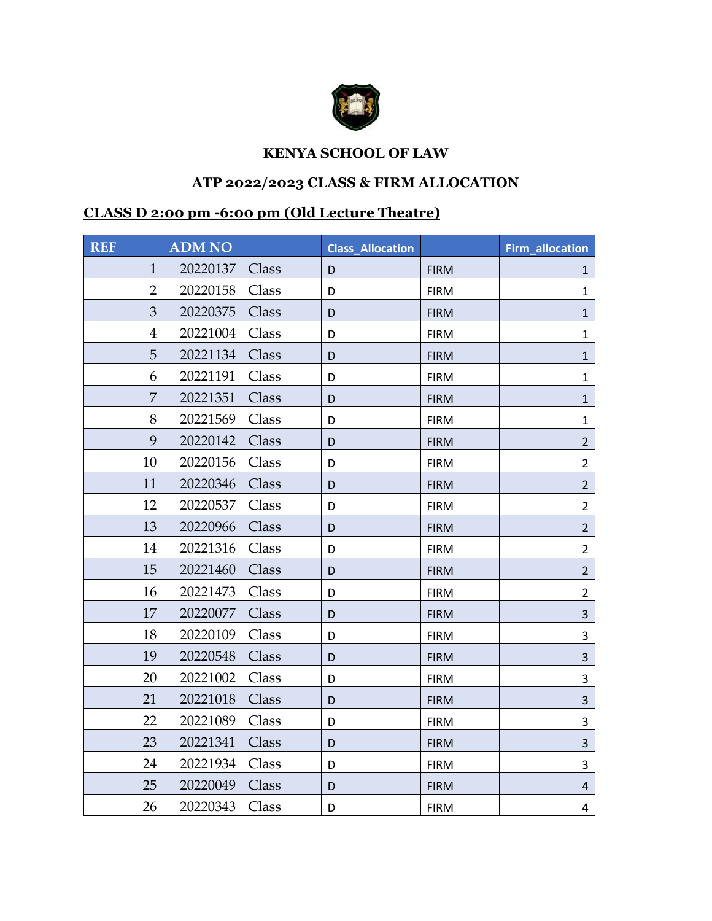**KENYA SCHOOL OF LAW**

**ATP 2022/2023 CLASS & FIRM ALLOCATION**

**CLASS D 2:00 pm -6:00 pm (Old Lecture Theatre)**

| REF | ADM NO | | Class_Allocation | | Firm_allocation |
|---|---|---|---|---|---|
| 1 | 20220137 | Class | D | FIRM | 1 |
| 2 | 20220158 | Class | D | FIRM | 1 |
| 3 | 20220375 | Class | D | FIRM | 1 |
| 4 | 20221004 | Class | D | FIRM | 1 |
| 5 | 20221134 | Class | D | FIRM | 1 |
| 6 | 20221191 | Class | D | FIRM | 1 |
| 7 | 20221351 | Class | D | FIRM | 1 |
| 8 | 20221569 | Class | D | FIRM | 1 |
| 9 | 20220142 | Class | D | FIRM | 2 |
| 10 | 20220156 | Class | D | FIRM | 2 |
| 11 | 20220346 | Class | D | FIRM | 2 |
| 12 | 20220537 | Class | D | FIRM | 2 |
| 13 | 20220966 | Class | D | FIRM | 2 |
| 14 | 20221316 | Class | D | FIRM | 2 |
| 15 | 20221460 | Class | D | FIRM | 2 |
| 16 | 20221473 | Class | D | FIRM | 2 |
| 17 | 20220077 | Class | D | FIRM | 3 |
| 18 | 20220109 | Class | D | FIRM | 3 |
| 19 | 20220548 | Class | D | FIRM | 3 |
| 20 | 20221002 | Class | D | FIRM | 3 |
| 21 | 20221018 | Class | D | FIRM | 3 |
| 22 | 20221089 | Class | D | FIRM | 3 |
| 23 | 20221341 | Class | D | FIRM | 3 |
| 24 | 20221934 | Class | D | FIRM | 3 |
| 25 | 20220049 | Class | D | FIRM | 4 |
| 26 | 20220343 | Class | D | FIRM | 4 |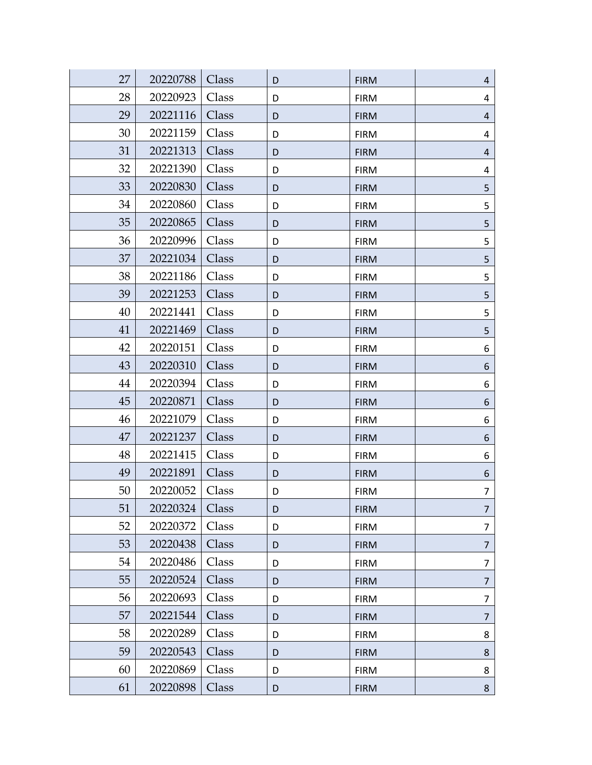| | | | | | |
|---|---|---|---|---|---|
| 27 | 20220788 | Class | D | FIRM | 4 |
| 28 | 20220923 | Class | D | FIRM | 4 |
| 29 | 20221116 | Class | D | FIRM | 4 |
| 30 | 20221159 | Class | D | FIRM | 4 |
| 31 | 20221313 | Class | D | FIRM | 4 |
| 32 | 20221390 | Class | D | FIRM | 4 |
| 33 | 20220830 | Class | D | FIRM | 5 |
| 34 | 20220860 | Class | D | FIRM | 5 |
| 35 | 20220865 | Class | D | FIRM | 5 |
| 36 | 20220996 | Class | D | FIRM | 5 |
| 37 | 20221034 | Class | D | FIRM | 5 |
| 38 | 20221186 | Class | D | FIRM | 5 |
| 39 | 20221253 | Class | D | FIRM | 5 |
| 40 | 20221441 | Class | D | FIRM | 5 |
| 41 | 20221469 | Class | D | FIRM | 5 |
| 42 | 20220151 | Class | D | FIRM | 6 |
| 43 | 20220310 | Class | D | FIRM | 6 |
| 44 | 20220394 | Class | D | FIRM | 6 |
| 45 | 20220871 | Class | D | FIRM | 6 |
| 46 | 20221079 | Class | D | FIRM | 6 |
| 47 | 20221237 | Class | D | FIRM | 6 |
| 48 | 20221415 | Class | D | FIRM | 6 |
| 49 | 20221891 | Class | D | FIRM | 6 |
| 50 | 20220052 | Class | D | FIRM | 7 |
| 51 | 20220324 | Class | D | FIRM | 7 |
| 52 | 20220372 | Class | D | FIRM | 7 |
| 53 | 20220438 | Class | D | FIRM | 7 |
| 54 | 20220486 | Class | D | FIRM | 7 |
| 55 | 20220524 | Class | D | FIRM | 7 |
| 56 | 20220693 | Class | D | FIRM | 7 |
| 57 | 20221544 | Class | D | FIRM | 7 |
| 58 | 20220289 | Class | D | FIRM | 8 |
| 59 | 20220543 | Class | D | FIRM | 8 |
| 60 | 20220869 | Class | D | FIRM | 8 |
| 61 | 20220898 | Class | D | FIRM | 8 |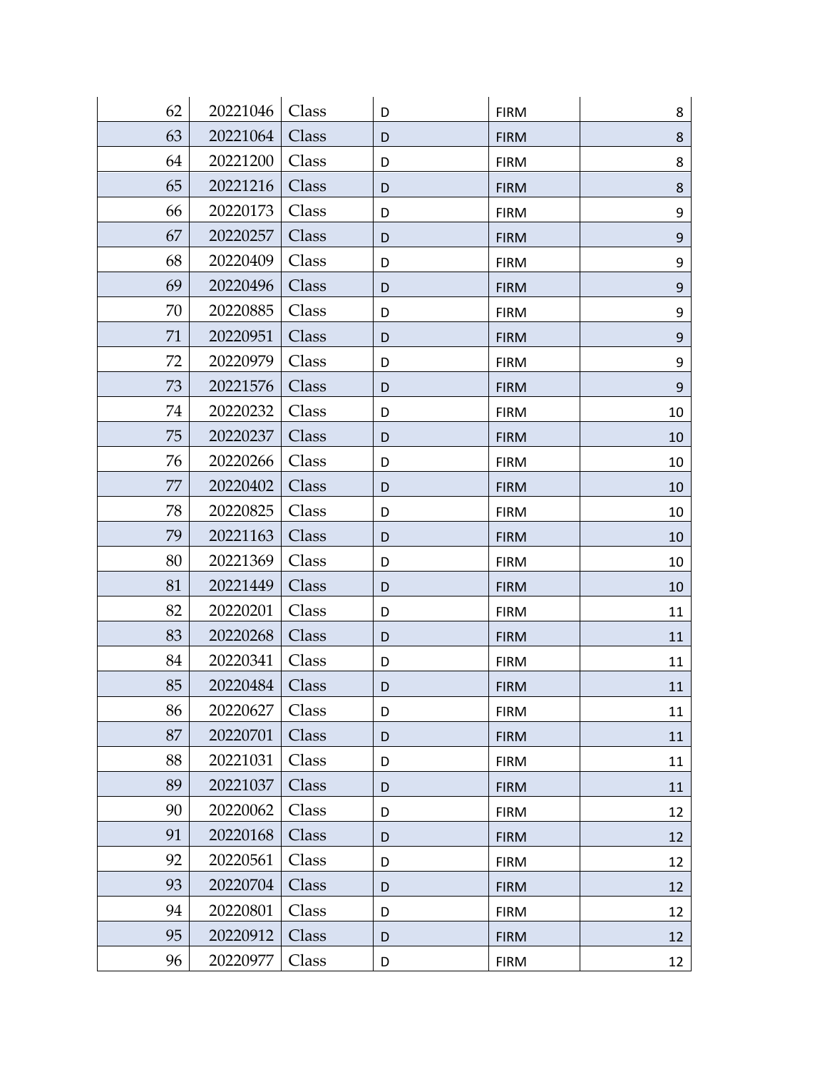| | | | | | |
|---|---|---|---|---|---|
| 62 | 20221046 | Class | D | FIRM | 8 |
| 63 | 20221064 | Class | D | FIRM | 8 |
| 64 | 20221200 | Class | D | FIRM | 8 |
| 65 | 20221216 | Class | D | FIRM | 8 |
| 66 | 20220173 | Class | D | FIRM | 9 |
| 67 | 20220257 | Class | D | FIRM | 9 |
| 68 | 20220409 | Class | D | FIRM | 9 |
| 69 | 20220496 | Class | D | FIRM | 9 |
| 70 | 20220885 | Class | D | FIRM | 9 |
| 71 | 20220951 | Class | D | FIRM | 9 |
| 72 | 20220979 | Class | D | FIRM | 9 |
| 73 | 20221576 | Class | D | FIRM | 9 |
| 74 | 20220232 | Class | D | FIRM | 10 |
| 75 | 20220237 | Class | D | FIRM | 10 |
| 76 | 20220266 | Class | D | FIRM | 10 |
| 77 | 20220402 | Class | D | FIRM | 10 |
| 78 | 20220825 | Class | D | FIRM | 10 |
| 79 | 20221163 | Class | D | FIRM | 10 |
| 80 | 20221369 | Class | D | FIRM | 10 |
| 81 | 20221449 | Class | D | FIRM | 10 |
| 82 | 20220201 | Class | D | FIRM | 11 |
| 83 | 20220268 | Class | D | FIRM | 11 |
| 84 | 20220341 | Class | D | FIRM | 11 |
| 85 | 20220484 | Class | D | FIRM | 11 |
| 86 | 20220627 | Class | D | FIRM | 11 |
| 87 | 20220701 | Class | D | FIRM | 11 |
| 88 | 20221031 | Class | D | FIRM | 11 |
| 89 | 20221037 | Class | D | FIRM | 11 |
| 90 | 20220062 | Class | D | FIRM | 12 |
| 91 | 20220168 | Class | D | FIRM | 12 |
| 92 | 20220561 | Class | D | FIRM | 12 |
| 93 | 20220704 | Class | D | FIRM | 12 |
| 94 | 20220801 | Class | D | FIRM | 12 |
| 95 | 20220912 | Class | D | FIRM | 12 |
| 96 | 20220977 | Class | D | FIRM | 12 |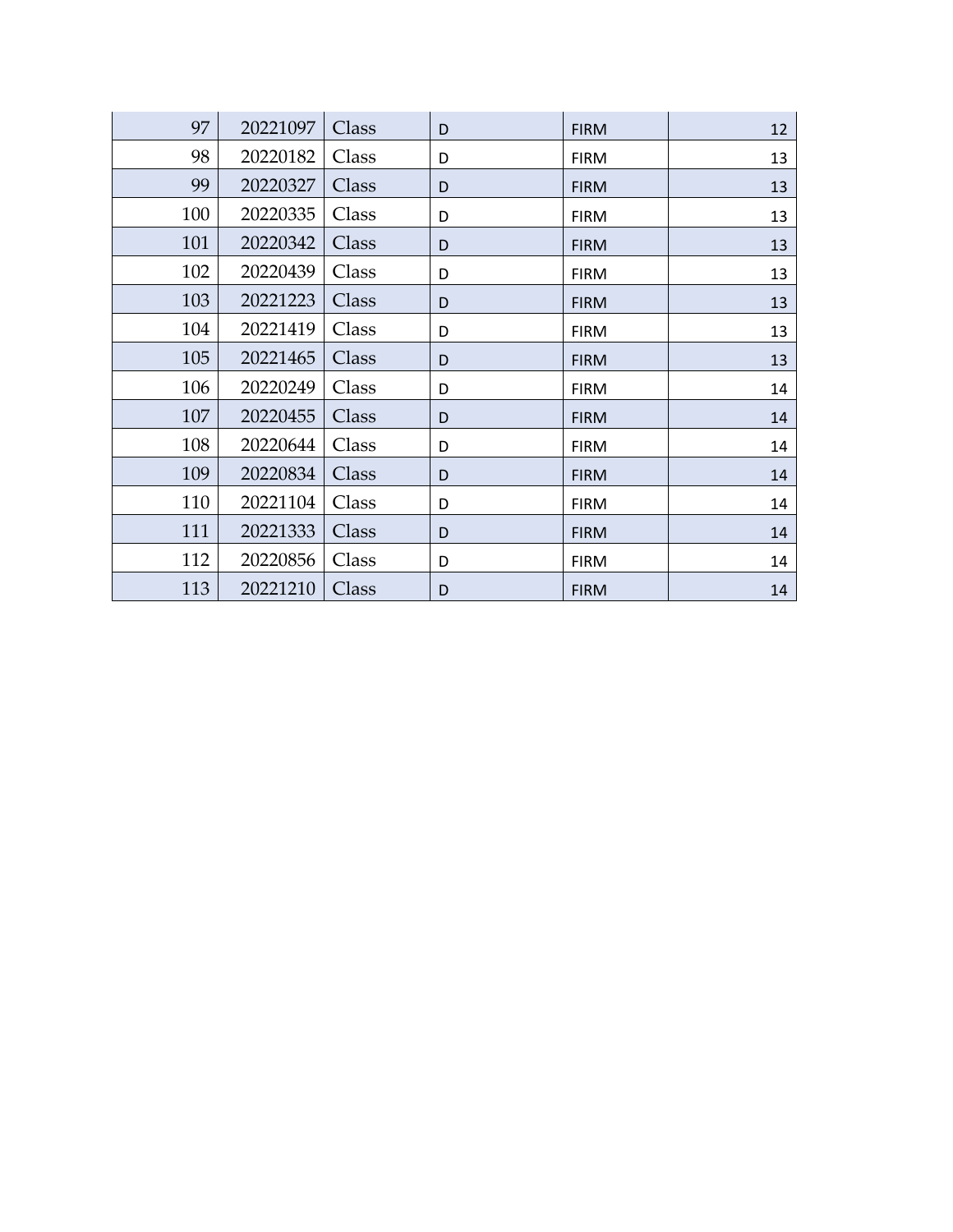| | | | | | |
|---|---|---|---|---|---|
| 97 | 20221097 | Class | D | FIRM | 12 |
| 98 | 20220182 | Class | D | FIRM | 13 |
| 99 | 20220327 | Class | D | FIRM | 13 |
| 100 | 20220335 | Class | D | FIRM | 13 |
| 101 | 20220342 | Class | D | FIRM | 13 |
| 102 | 20220439 | Class | D | FIRM | 13 |
| 103 | 20221223 | Class | D | FIRM | 13 |
| 104 | 20221419 | Class | D | FIRM | 13 |
| 105 | 20221465 | Class | D | FIRM | 13 |
| 106 | 20220249 | Class | D | FIRM | 14 |
| 107 | 20220455 | Class | D | FIRM | 14 |
| 108 | 20220644 | Class | D | FIRM | 14 |
| 109 | 20220834 | Class | D | FIRM | 14 |
| 110 | 20221104 | Class | D | FIRM | 14 |
| 111 | 20221333 | Class | D | FIRM | 14 |
| 112 | 20220856 | Class | D | FIRM | 14 |
| 113 | 20221210 | Class | D | FIRM | 14 |